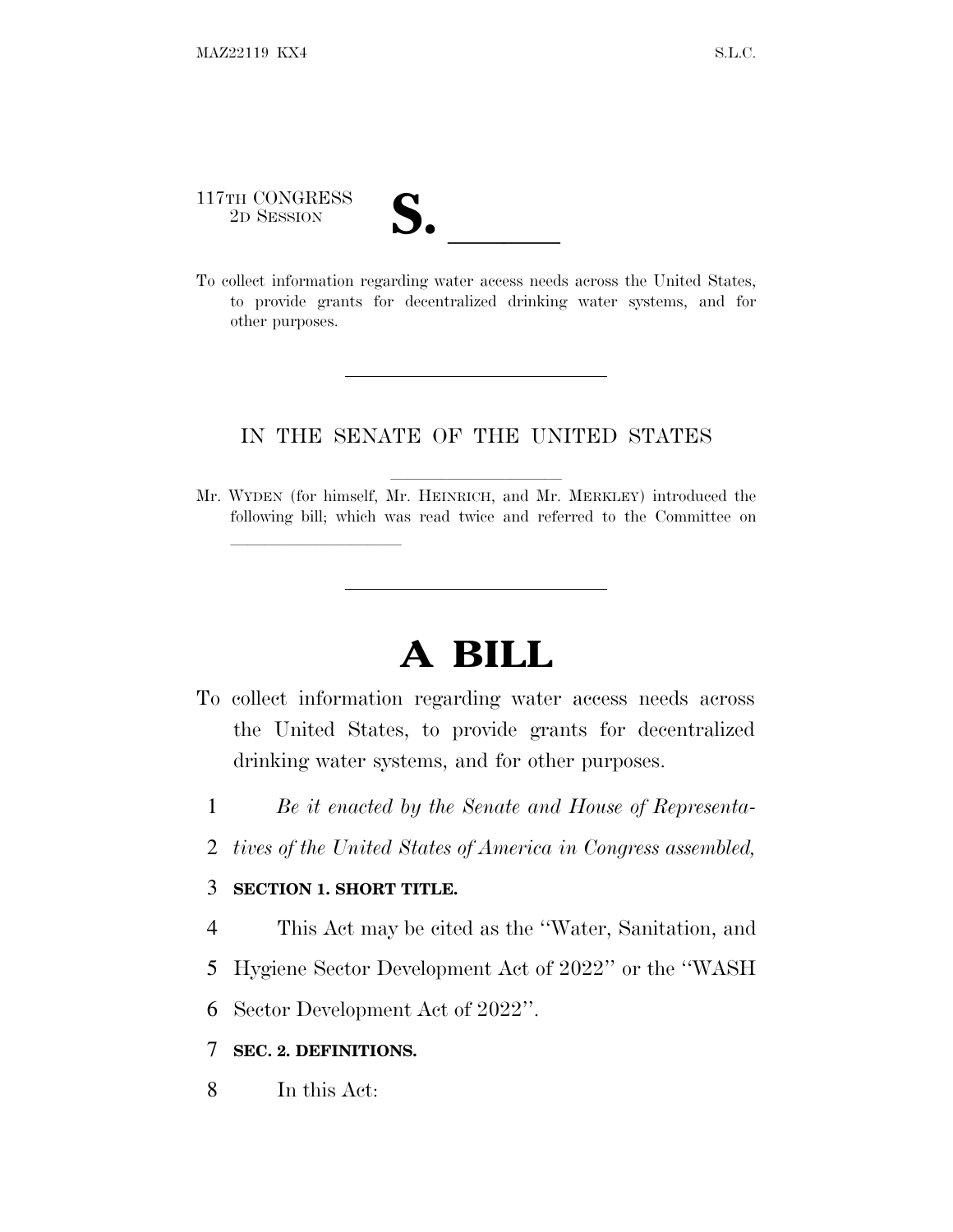117TH CONGRESS
2D SESSION

**S.** ______

To collect information regarding water access needs across the United States, to provide grants for decentralized drinking water systems, and for other purposes.

---

IN THE SENATE OF THE UNITED STATES

Mr. WYDEN (for himself, Mr. HEINRICH, and Mr. MERKLEY) introduced the following bill; which was read twice and referred to the Committee on ______

---

# A BILL

To collect information regarding water access needs across the United States, to provide grants for decentralized drinking water systems, and for other purposes.

1 *Be it enacted by the Senate and House of Representa-*
2 *tives of the United States of America in Congress assembled,*

3 **SECTION 1. SHORT TITLE.**

4 This Act may be cited as the ''Water, Sanitation, and
5 Hygiene Sector Development Act of 2022'' or the ''WASH
6 Sector Development Act of 2022''.

7 **SEC. 2. DEFINITIONS.**

8 In this Act: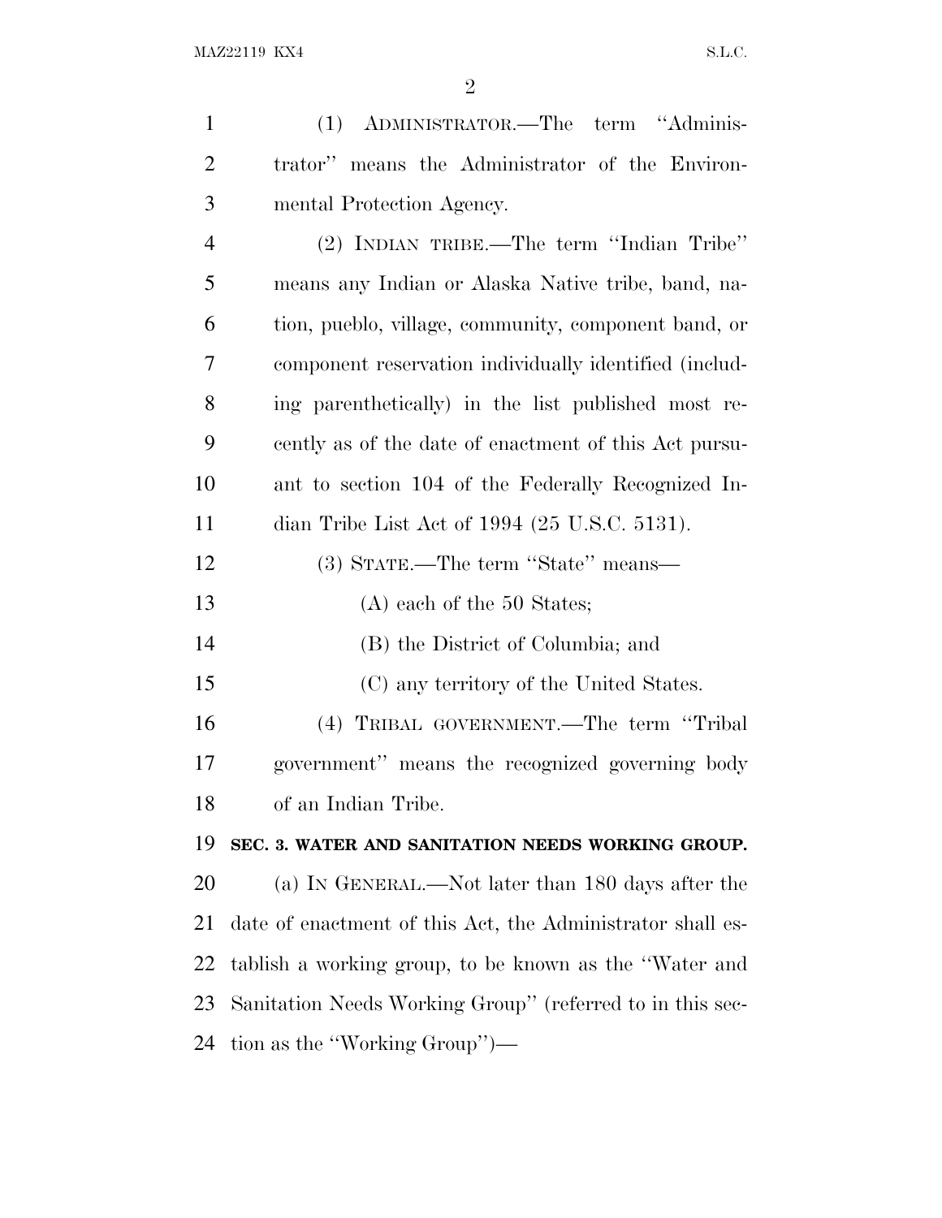(1) ADMINISTRATOR.—The term ''Administrator'' means the Administrator of the Environmental Protection Agency.

(2) INDIAN TRIBE.—The term ''Indian Tribe'' means any Indian or Alaska Native tribe, band, nation, pueblo, village, community, component band, or component reservation individually identified (including parenthetically) in the list published most recently as of the date of enactment of this Act pursuant to section 104 of the Federally Recognized Indian Tribe List Act of 1994 (25 U.S.C. 5131).

(3) STATE.—The term ''State'' means—

(A) each of the 50 States;

(B) the District of Columbia; and

(C) any territory of the United States.

(4) TRIBAL GOVERNMENT.—The term ''Tribal government'' means the recognized governing body of an Indian Tribe.

**SEC. 3. WATER AND SANITATION NEEDS WORKING GROUP.**

(a) IN GENERAL.—Not later than 180 days after the date of enactment of this Act, the Administrator shall establish a working group, to be known as the ''Water and Sanitation Needs Working Group'' (referred to in this section as the ''Working Group'')—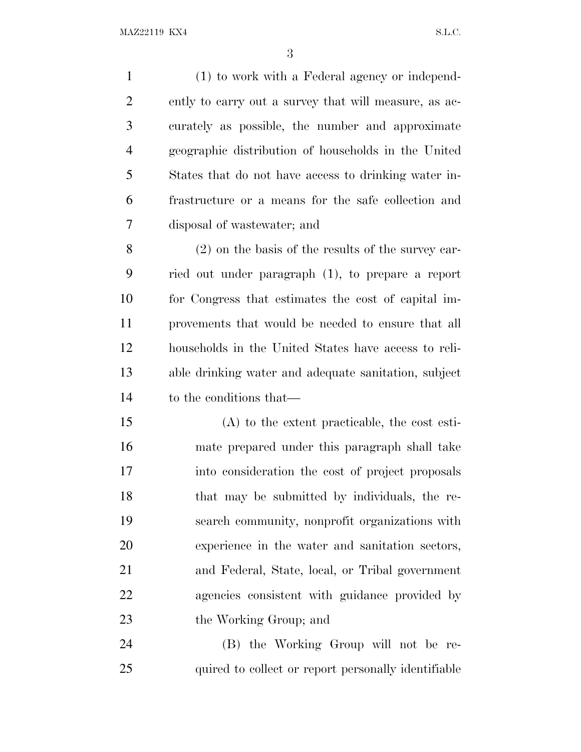(1) to work with a Federal agency or independently to carry out a survey that will measure, as accurately as possible, the number and approximate geographic distribution of households in the United States that do not have access to drinking water infrastructure or a means for the safe collection and disposal of wastewater; and

(2) on the basis of the results of the survey carried out under paragraph (1), to prepare a report for Congress that estimates the cost of capital improvements that would be needed to ensure that all households in the United States have access to reliable drinking water and adequate sanitation, subject to the conditions that—

(A) to the extent practicable, the cost estimate prepared under this paragraph shall take into consideration the cost of project proposals that may be submitted by individuals, the research community, nonprofit organizations with experience in the water and sanitation sectors, and Federal, State, local, or Tribal government agencies consistent with guidance provided by the Working Group; and

(B) the Working Group will not be required to collect or report personally identifiable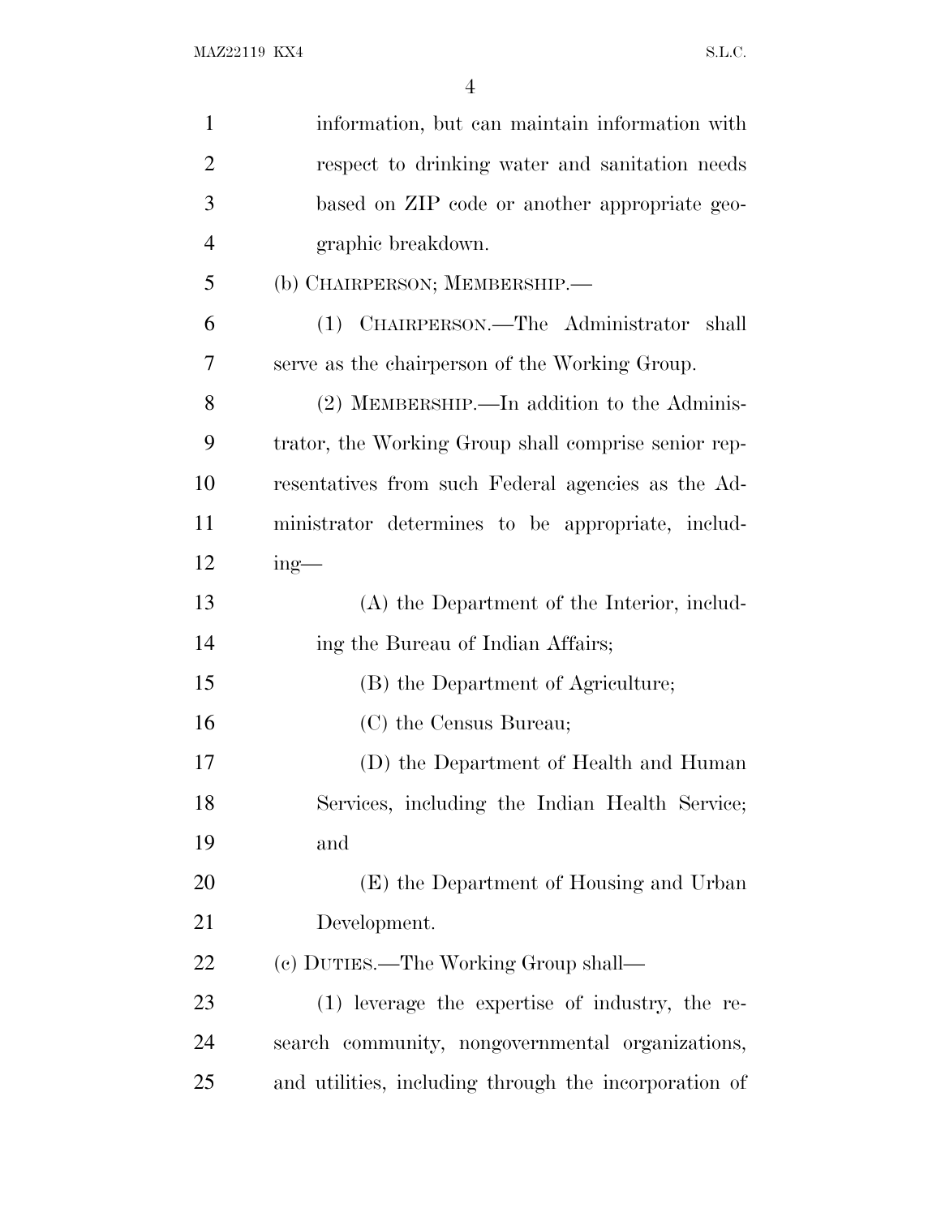information, but can maintain information with respect to drinking water and sanitation needs based on ZIP code or another appropriate geographic breakdown.

(b) CHAIRPERSON; MEMBERSHIP.—

(1) CHAIRPERSON.—The Administrator shall serve as the chairperson of the Working Group.

(2) MEMBERSHIP.—In addition to the Administrator, the Working Group shall comprise senior representatives from such Federal agencies as the Administrator determines to be appropriate, including—

(A) the Department of the Interior, including the Bureau of Indian Affairs;

(B) the Department of Agriculture;

(C) the Census Bureau;

(D) the Department of Health and Human Services, including the Indian Health Service; and

(E) the Department of Housing and Urban Development.

(c) DUTIES.—The Working Group shall—

(1) leverage the expertise of industry, the research community, nongovernmental organizations, and utilities, including through the incorporation of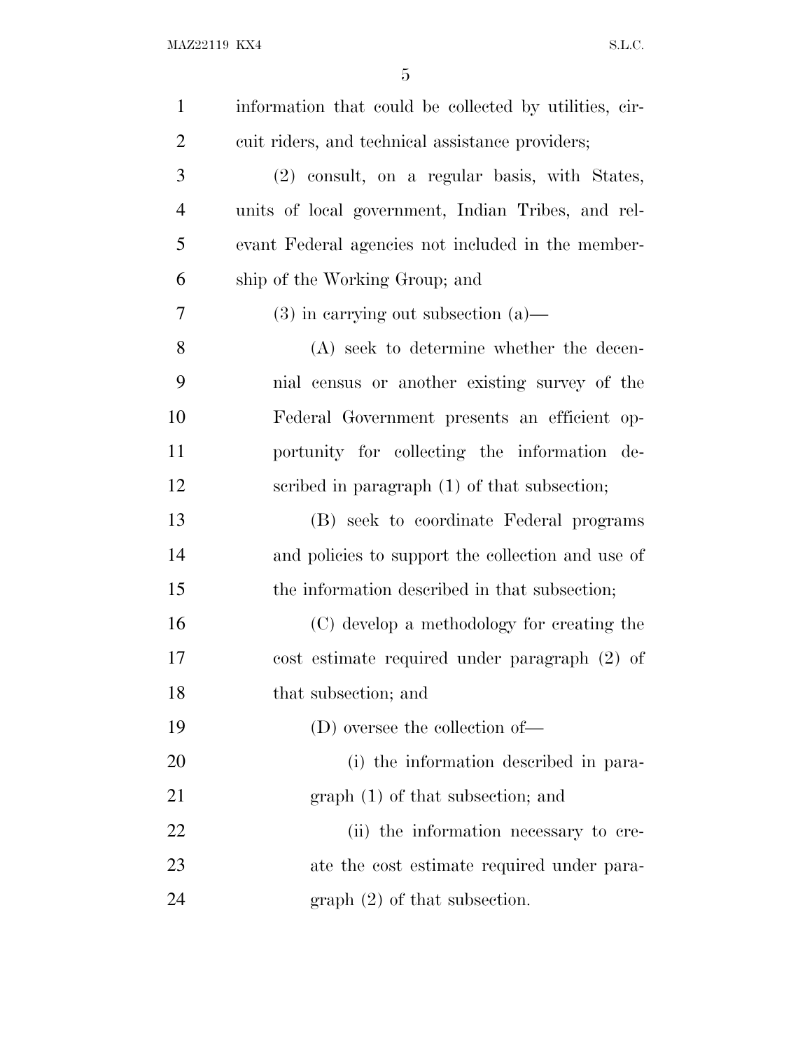information that could be collected by utilities, circuit riders, and technical assistance providers;

(2) consult, on a regular basis, with States, units of local government, Indian Tribes, and relevant Federal agencies not included in the membership of the Working Group; and

(3) in carrying out subsection (a)—

(A) seek to determine whether the decennial census or another existing survey of the Federal Government presents an efficient opportunity for collecting the information described in paragraph (1) of that subsection;

(B) seek to coordinate Federal programs and policies to support the collection and use of the information described in that subsection;

(C) develop a methodology for creating the cost estimate required under paragraph (2) of that subsection; and

(D) oversee the collection of—

(i) the information described in paragraph (1) of that subsection; and

(ii) the information necessary to create the cost estimate required under paragraph (2) of that subsection.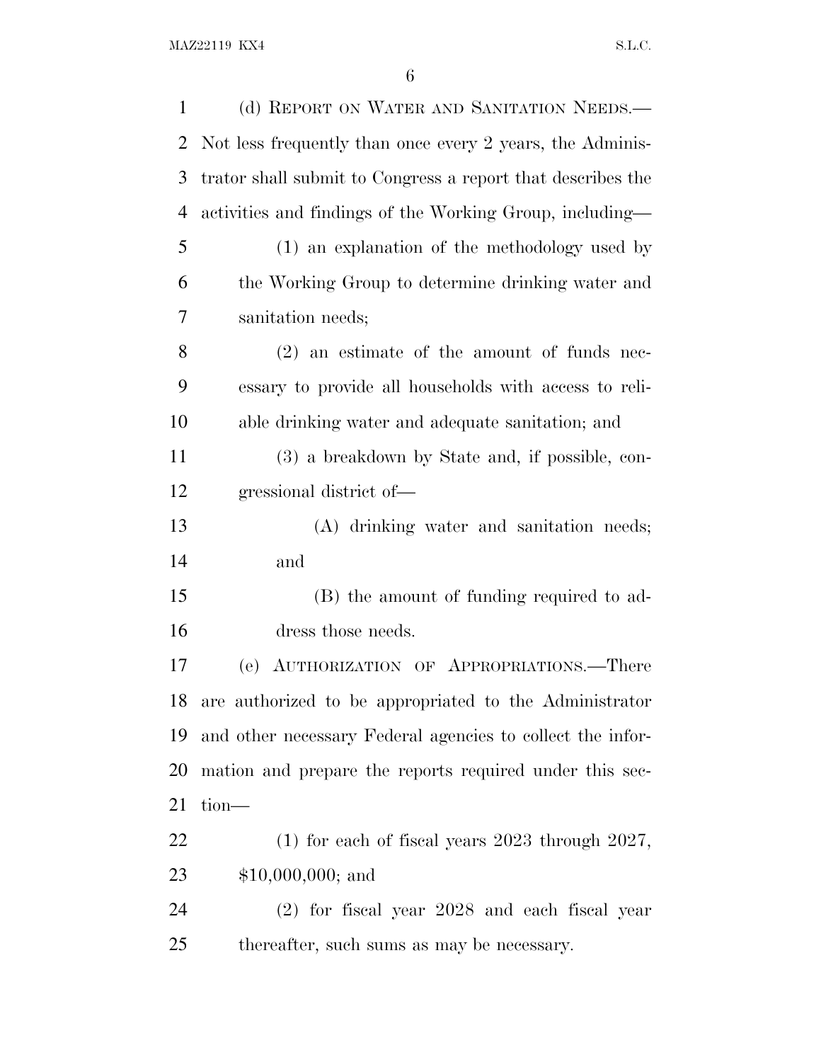(d) REPORT ON WATER AND SANITATION NEEDS.—Not less frequently than once every 2 years, the Administrator shall submit to Congress a report that describes the activities and findings of the Working Group, including—

(1) an explanation of the methodology used by the Working Group to determine drinking water and sanitation needs;

(2) an estimate of the amount of funds necessary to provide all households with access to reliable drinking water and adequate sanitation; and

(3) a breakdown by State and, if possible, congressional district of—

(A) drinking water and sanitation needs; and

(B) the amount of funding required to address those needs.

(e) AUTHORIZATION OF APPROPRIATIONS.—There are authorized to be appropriated to the Administrator and other necessary Federal agencies to collect the information and prepare the reports required under this section—

(1) for each of fiscal years 2023 through 2027, $10,000,000; and

(2) for fiscal year 2028 and each fiscal year thereafter, such sums as may be necessary.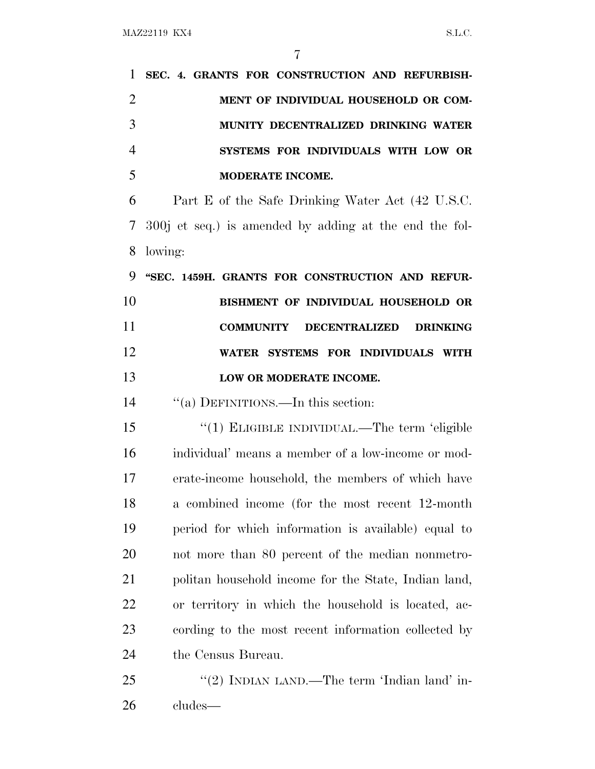**SEC. 4. GRANTS FOR CONSTRUCTION AND REFURBISHMENT OF INDIVIDUAL HOUSEHOLD OR COMMUNITY DECENTRALIZED DRINKING WATER SYSTEMS FOR INDIVIDUALS WITH LOW OR MODERATE INCOME.**

Part E of the Safe Drinking Water Act (42 U.S.C. 300j et seq.) is amended by adding at the end the following:

**"SEC. 1459H. GRANTS FOR CONSTRUCTION AND REFURBISHMENT OF INDIVIDUAL HOUSEHOLD OR COMMUNITY DECENTRALIZED DRINKING WATER SYSTEMS FOR INDIVIDUALS WITH LOW OR MODERATE INCOME.**

"(a) DEFINITIONS.—In this section:

"(1) ELIGIBLE INDIVIDUAL.—The term 'eligible individual' means a member of a low-income or moderate-income household, the members of which have a combined income (for the most recent 12-month period for which information is available) equal to not more than 80 percent of the median nonmetropolitan household income for the State, Indian land, or territory in which the household is located, according to the most recent information collected by the Census Bureau.

"(2) INDIAN LAND.—The term 'Indian land' includes—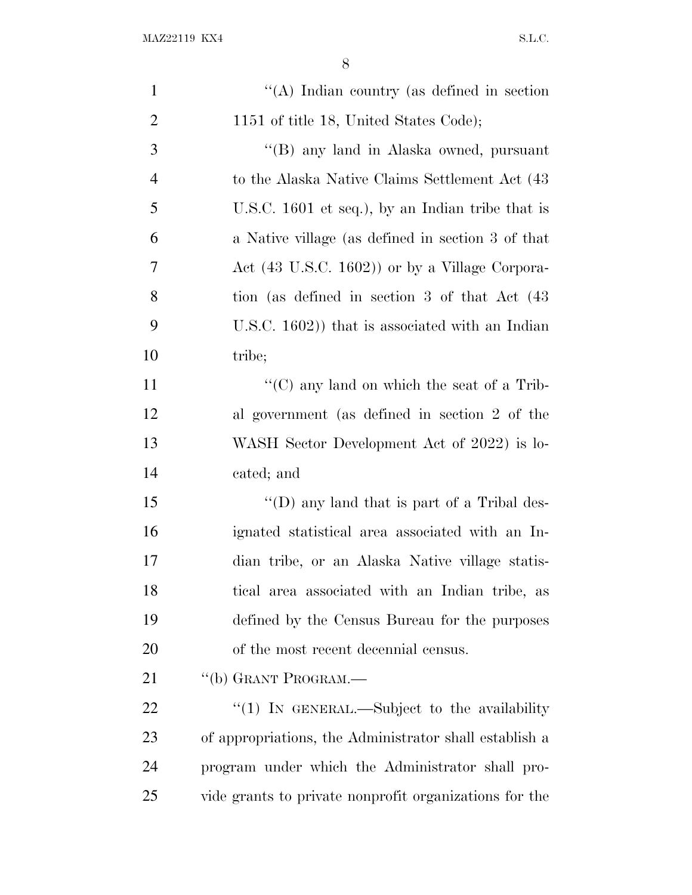"(A) Indian country (as defined in section 1151 of title 18, United States Code);

"(B) any land in Alaska owned, pursuant to the Alaska Native Claims Settlement Act (43 U.S.C. 1601 et seq.), by an Indian tribe that is a Native village (as defined in section 3 of that Act (43 U.S.C. 1602)) or by a Village Corporation (as defined in section 3 of that Act (43 U.S.C. 1602)) that is associated with an Indian tribe;

"(C) any land on which the seat of a Tribal government (as defined in section 2 of the WASH Sector Development Act of 2022) is located; and

"(D) any land that is part of a Tribal designated statistical area associated with an Indian tribe, or an Alaska Native village statistical area associated with an Indian tribe, as defined by the Census Bureau for the purposes of the most recent decennial census.

"(b) GRANT PROGRAM.—

"(1) IN GENERAL.—Subject to the availability of appropriations, the Administrator shall establish a program under which the Administrator shall provide grants to private nonprofit organizations for the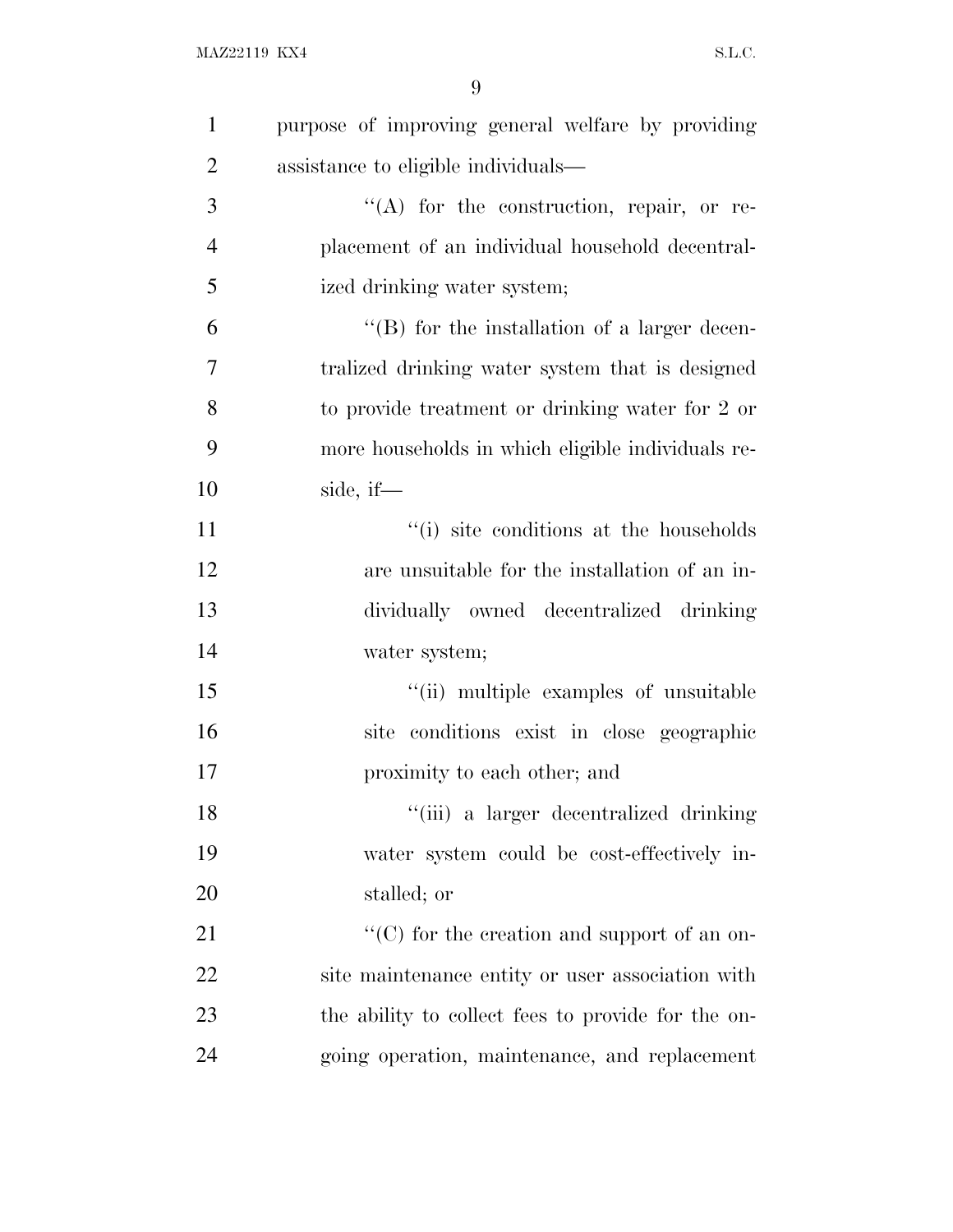purpose of improving general welfare by providing assistance to eligible individuals—

"(A) for the construction, repair, or replacement of an individual household decentralized drinking water system;

"(B) for the installation of a larger decentralized drinking water system that is designed to provide treatment or drinking water for 2 or more households in which eligible individuals reside, if—

"(i) site conditions at the households are unsuitable for the installation of an individually owned decentralized drinking water system;

"(ii) multiple examples of unsuitable site conditions exist in close geographic proximity to each other; and

"(iii) a larger decentralized drinking water system could be cost-effectively installed; or

"(C) for the creation and support of an onsite maintenance entity or user association with the ability to collect fees to provide for the ongoing operation, maintenance, and replacement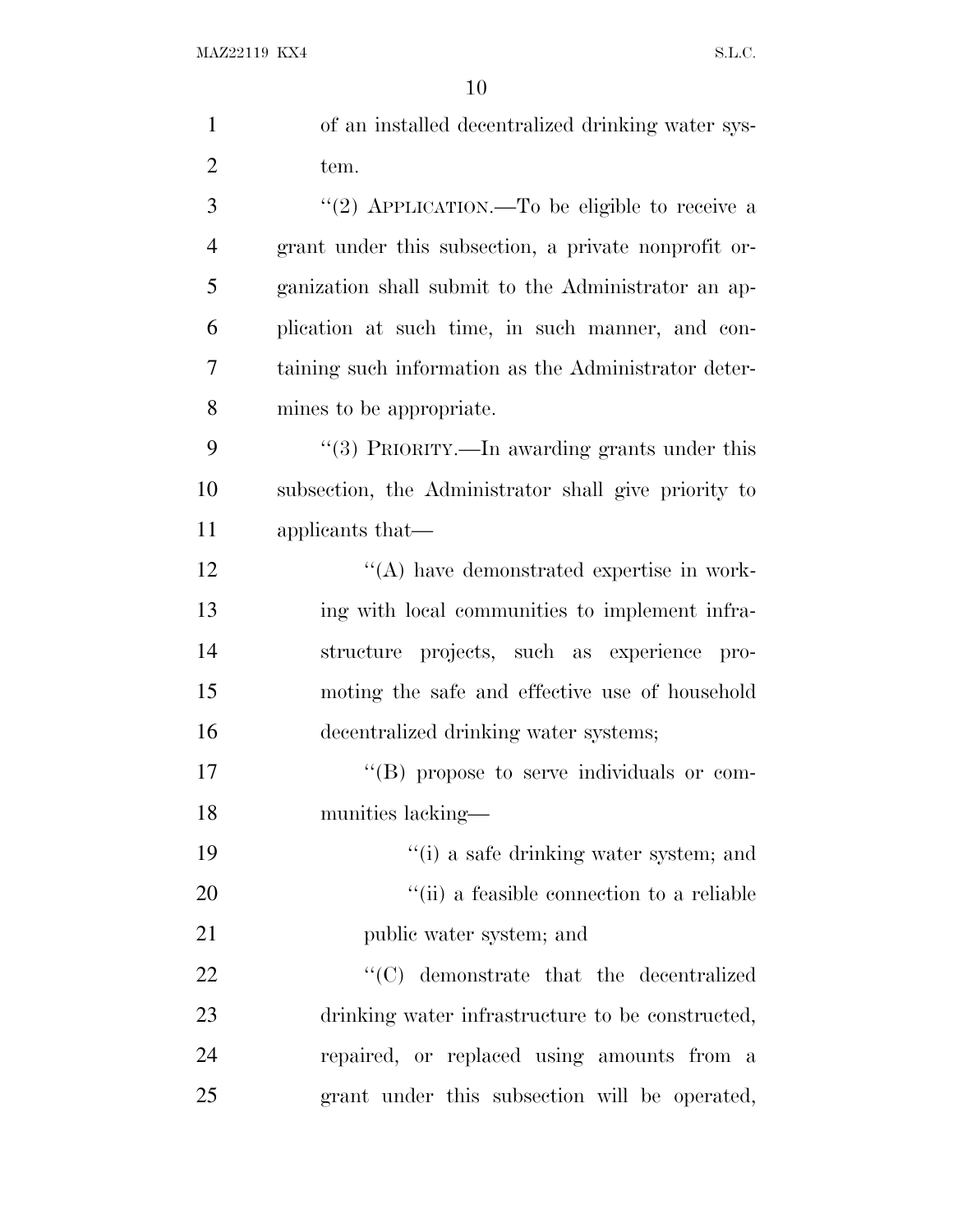of an installed decentralized drinking water system.

''(2) APPLICATION.—To be eligible to receive a grant under this subsection, a private nonprofit organization shall submit to the Administrator an application at such time, in such manner, and containing such information as the Administrator determines to be appropriate.

''(3) PRIORITY.—In awarding grants under this subsection, the Administrator shall give priority to applicants that—

''(A) have demonstrated expertise in working with local communities to implement infrastructure projects, such as experience promoting the safe and effective use of household decentralized drinking water systems;

''(B) propose to serve individuals or communities lacking—

''(i) a safe drinking water system; and

''(ii) a feasible connection to a reliable public water system; and

''(C) demonstrate that the decentralized drinking water infrastructure to be constructed, repaired, or replaced using amounts from a grant under this subsection will be operated,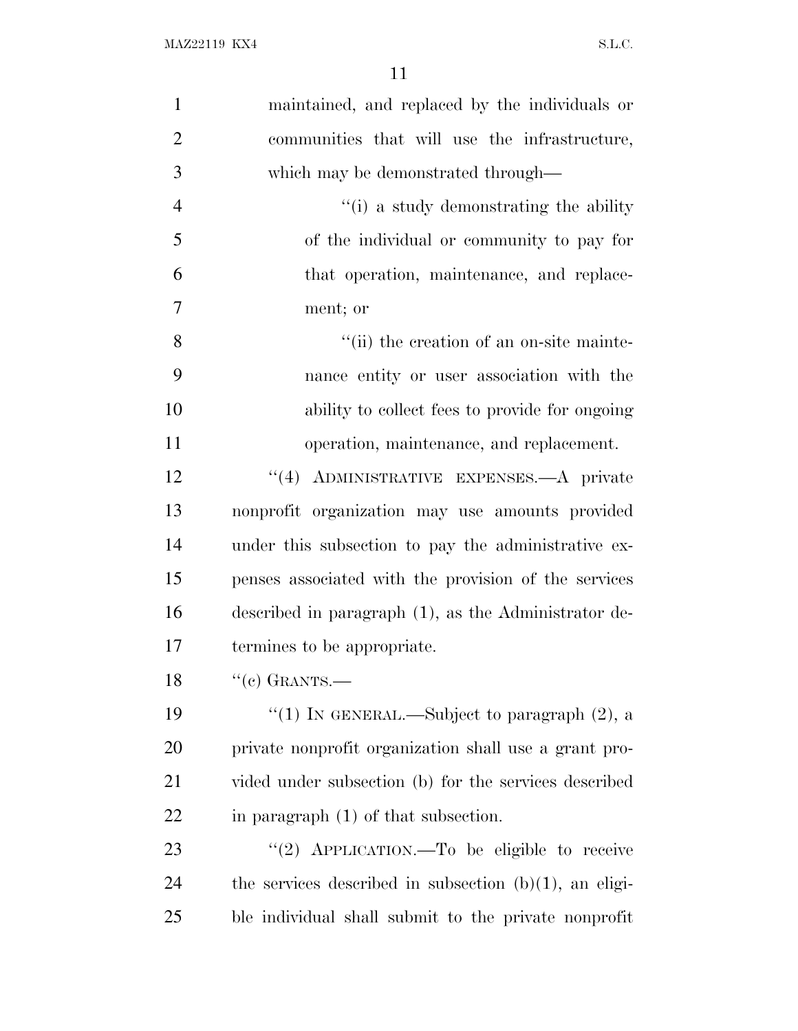maintained, and replaced by the individuals or communities that will use the infrastructure, which may be demonstrated through—

"(i) a study demonstrating the ability of the individual or community to pay for that operation, maintenance, and replacement; or

"(ii) the creation of an on-site maintenance entity or user association with the ability to collect fees to provide for ongoing operation, maintenance, and replacement.

"(4) ADMINISTRATIVE EXPENSES.—A private nonprofit organization may use amounts provided under this subsection to pay the administrative expenses associated with the provision of the services described in paragraph (1), as the Administrator determines to be appropriate.

"(c) GRANTS.—

"(1) IN GENERAL.—Subject to paragraph (2), a private nonprofit organization shall use a grant provided under subsection (b) for the services described in paragraph (1) of that subsection.

"(2) APPLICATION.—To be eligible to receive the services described in subsection (b)(1), an eligible individual shall submit to the private nonprofit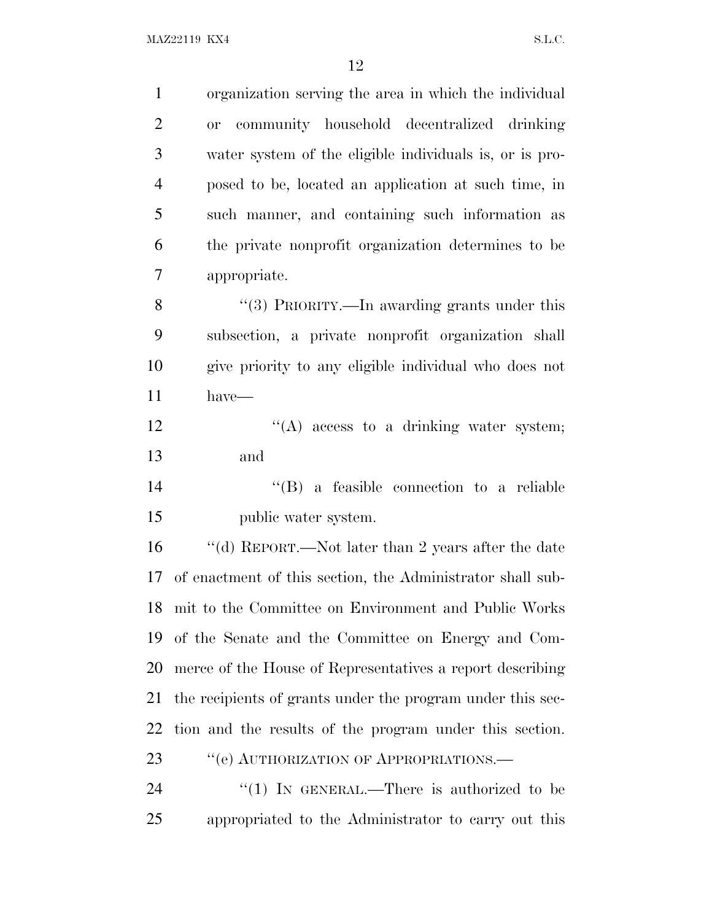organization serving the area in which the individual or community household decentralized drinking water system of the eligible individuals is, or is proposed to be, located an application at such time, in such manner, and containing such information as the private nonprofit organization determines to be appropriate.

"(3) PRIORITY.—In awarding grants under this subsection, a private nonprofit organization shall give priority to any eligible individual who does not have—

"(A) access to a drinking water system; and

"(B) a feasible connection to a reliable public water system.

"(d) REPORT.—Not later than 2 years after the date of enactment of this section, the Administrator shall submit to the Committee on Environment and Public Works of the Senate and the Committee on Energy and Commerce of the House of Representatives a report describing the recipients of grants under the program under this section and the results of the program under this section.

"(e) AUTHORIZATION OF APPROPRIATIONS.—

"(1) IN GENERAL.—There is authorized to be appropriated to the Administrator to carry out this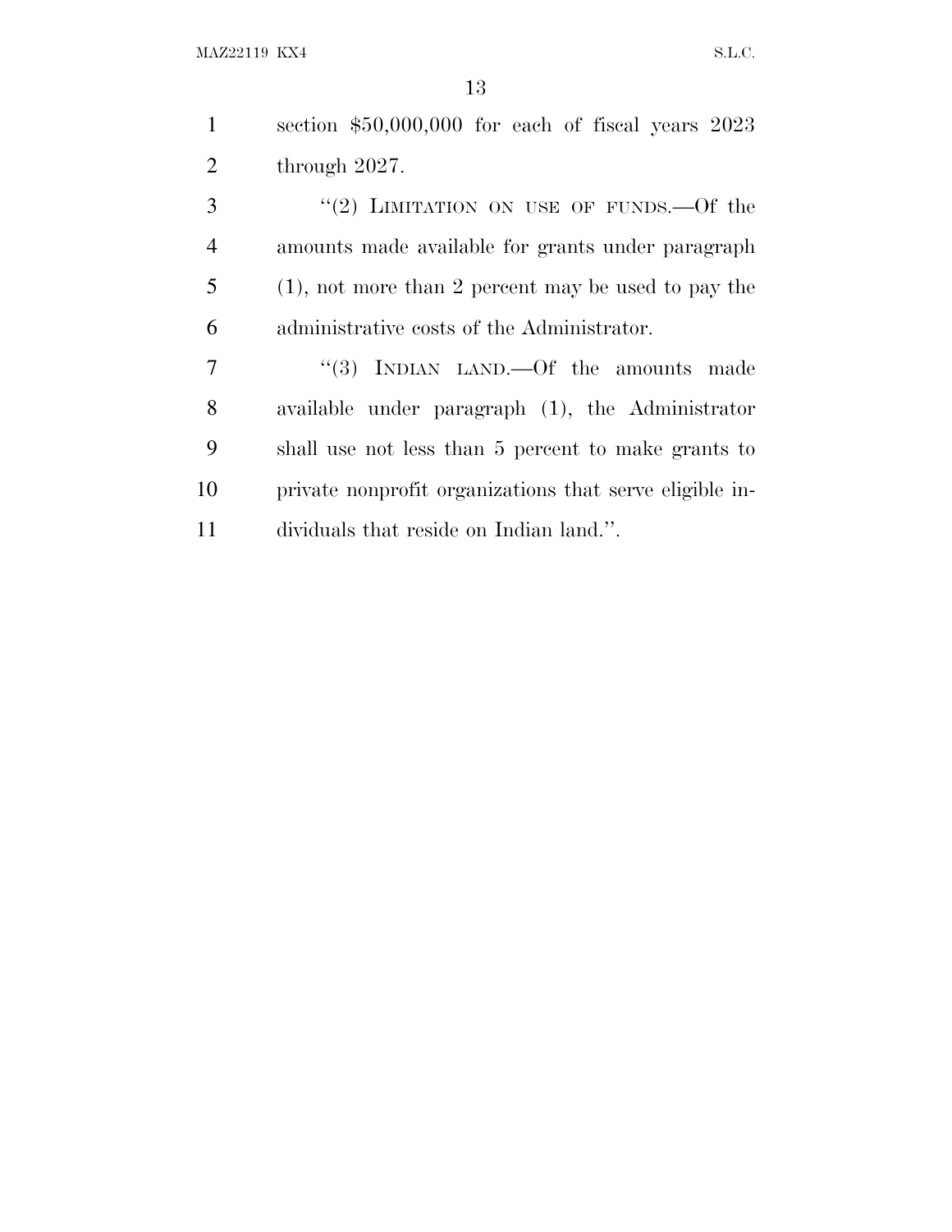section $50,000,000 for each of fiscal years 2023 through 2027.

"(2) LIMITATION ON USE OF FUNDS.—Of the amounts made available for grants under paragraph (1), not more than 2 percent may be used to pay the administrative costs of the Administrator.

"(3) INDIAN LAND.—Of the amounts made available under paragraph (1), the Administrator shall use not less than 5 percent to make grants to private nonprofit organizations that serve eligible individuals that reside on Indian land.".